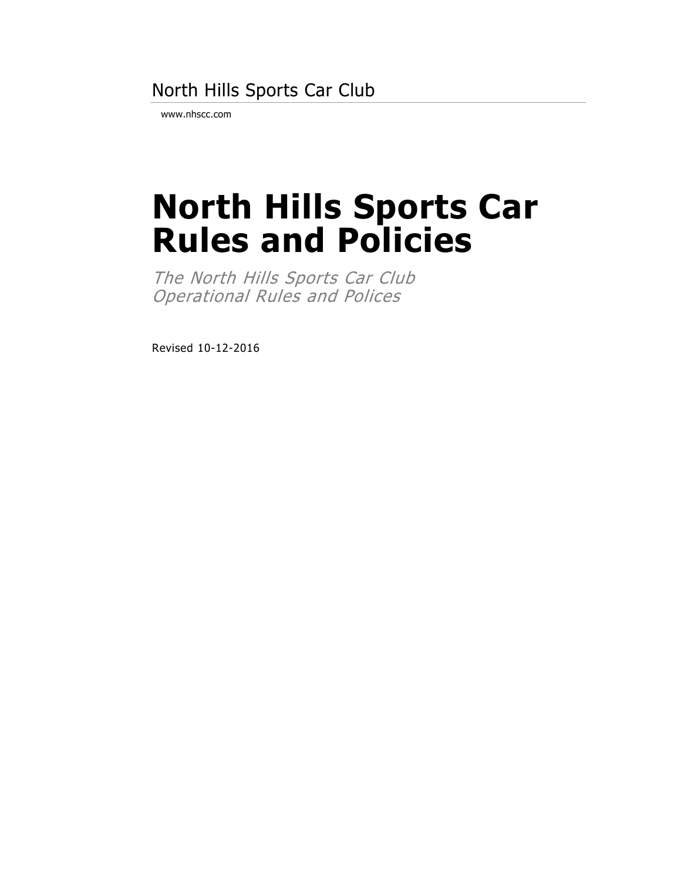North Hills Sports Car Club

www.nhscc.com

# North Hills Sports Car Rules and Policies

*The North Hills Sports Car Club Operational Rules and Polices*

Revised 10-12-2016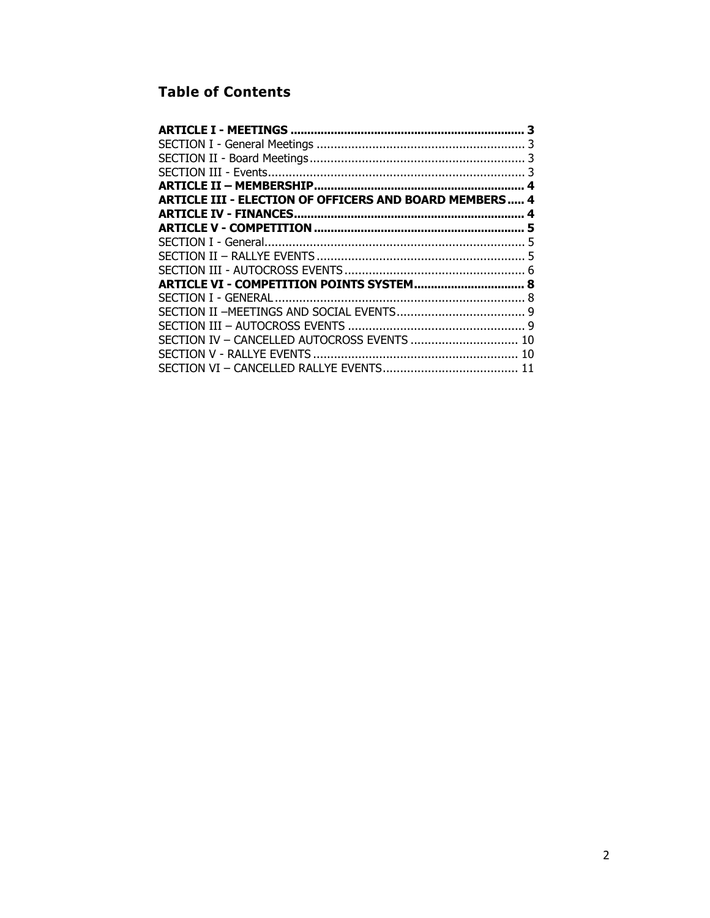## Table of Contents

**ARTICLE I - MEETINGS ..................................................................... 3**
SECTION I - General Meetings ............................................................ 3
SECTION II - Board Meetings.............................................................. 3
SECTION III - Events.......................................................................... 3
**ARTICLE II – MEMBERSHIP.............................................................. 4**
**ARTICLE III - ELECTION OF OFFICERS AND BOARD MEMBERS..... 4**
**ARTICLE IV - FINANCES................................................................... 4**
**ARTICLE V - COMPETITION .............................................................. 5**
SECTION I - General........................................................................... 5
SECTION II – RALLYE EVENTS ............................................................ 5
SECTION III - AUTOCROSS EVENTS .................................................... 6
**ARTICLE VI - COMPETITION POINTS SYSTEM................................. 8**
SECTION I - GENERAL........................................................................ 8
SECTION II –MEETINGS AND SOCIAL EVENTS..................................... 9
SECTION III – AUTOCROSS EVENTS ................................................... 9
SECTION IV – CANCELLED AUTOCROSS EVENTS ............................... 10
SECTION V - RALLYE EVENTS ........................................................... 10
SECTION VI – CANCELLED RALLYE EVENTS....................................... 11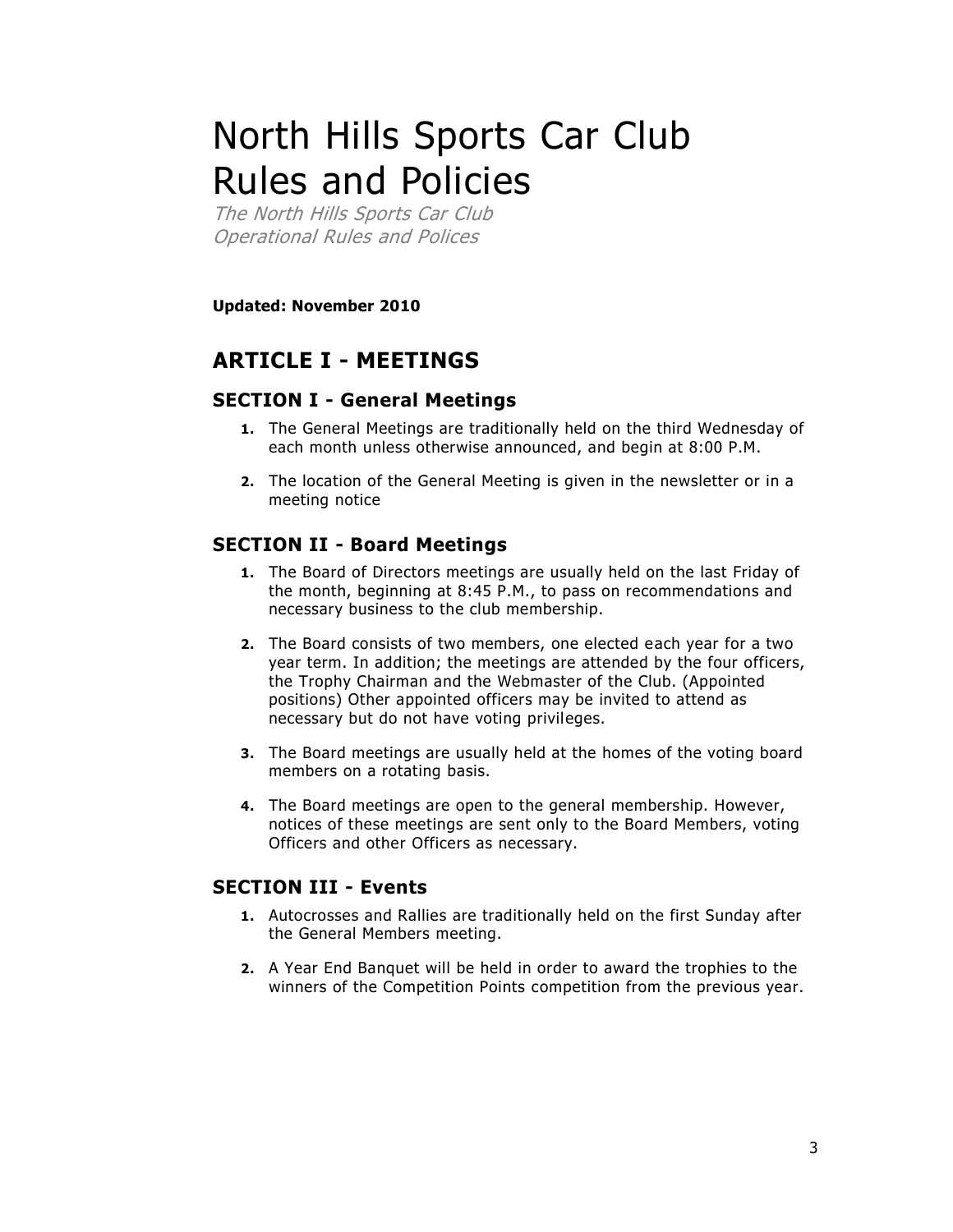# North Hills Sports Car Club Rules and Policies

*The North Hills Sports Car Club Operational Rules and Polices*

**Updated: November 2010**

## ARTICLE I - MEETINGS

### SECTION I - General Meetings

1. The General Meetings are traditionally held on the third Wednesday of each month unless otherwise announced, and begin at 8:00 P.M.

2. The location of the General Meeting is given in the newsletter or in a meeting notice

### SECTION II - Board Meetings

1. The Board of Directors meetings are usually held on the last Friday of the month, beginning at 8:45 P.M., to pass on recommendations and necessary business to the club membership.

2. The Board consists of two members, one elected each year for a two year term. In addition; the meetings are attended by the four officers, the Trophy Chairman and the Webmaster of the Club. (Appointed positions) Other appointed officers may be invited to attend as necessary but do not have voting privileges.

3. The Board meetings are usually held at the homes of the voting board members on a rotating basis.

4. The Board meetings are open to the general membership. However, notices of these meetings are sent only to the Board Members, voting Officers and other Officers as necessary.

### SECTION III - Events

1. Autocrosses and Rallies are traditionally held on the first Sunday after the General Members meeting.

2. A Year End Banquet will be held in order to award the trophies to the winners of the Competition Points competition from the previous year.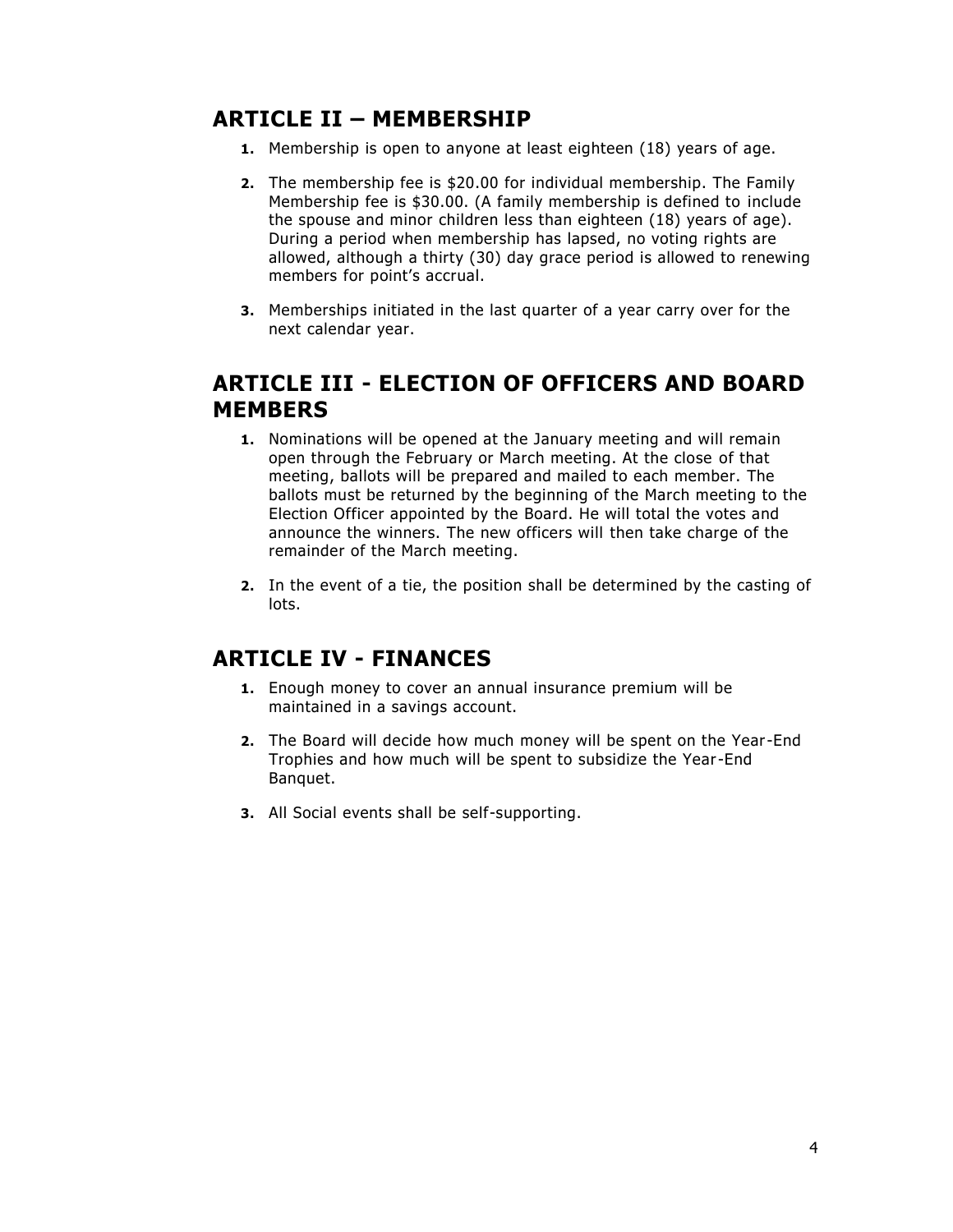## ARTICLE II – MEMBERSHIP

1. Membership is open to anyone at least eighteen (18) years of age.

2. The membership fee is $20.00 for individual membership. The Family Membership fee is $30.00. (A family membership is defined to include the spouse and minor children less than eighteen (18) years of age). During a period when membership has lapsed, no voting rights are allowed, although a thirty (30) day grace period is allowed to renewing members for point's accrual.

3. Memberships initiated in the last quarter of a year carry over for the next calendar year.

## ARTICLE III - ELECTION OF OFFICERS AND BOARD MEMBERS

1. Nominations will be opened at the January meeting and will remain open through the February or March meeting. At the close of that meeting, ballots will be prepared and mailed to each member. The ballots must be returned by the beginning of the March meeting to the Election Officer appointed by the Board. He will total the votes and announce the winners. The new officers will then take charge of the remainder of the March meeting.

2. In the event of a tie, the position shall be determined by the casting of lots.

## ARTICLE IV - FINANCES

1. Enough money to cover an annual insurance premium will be maintained in a savings account.

2. The Board will decide how much money will be spent on the Year-End Trophies and how much will be spent to subsidize the Year-End Banquet.

3. All Social events shall be self-supporting.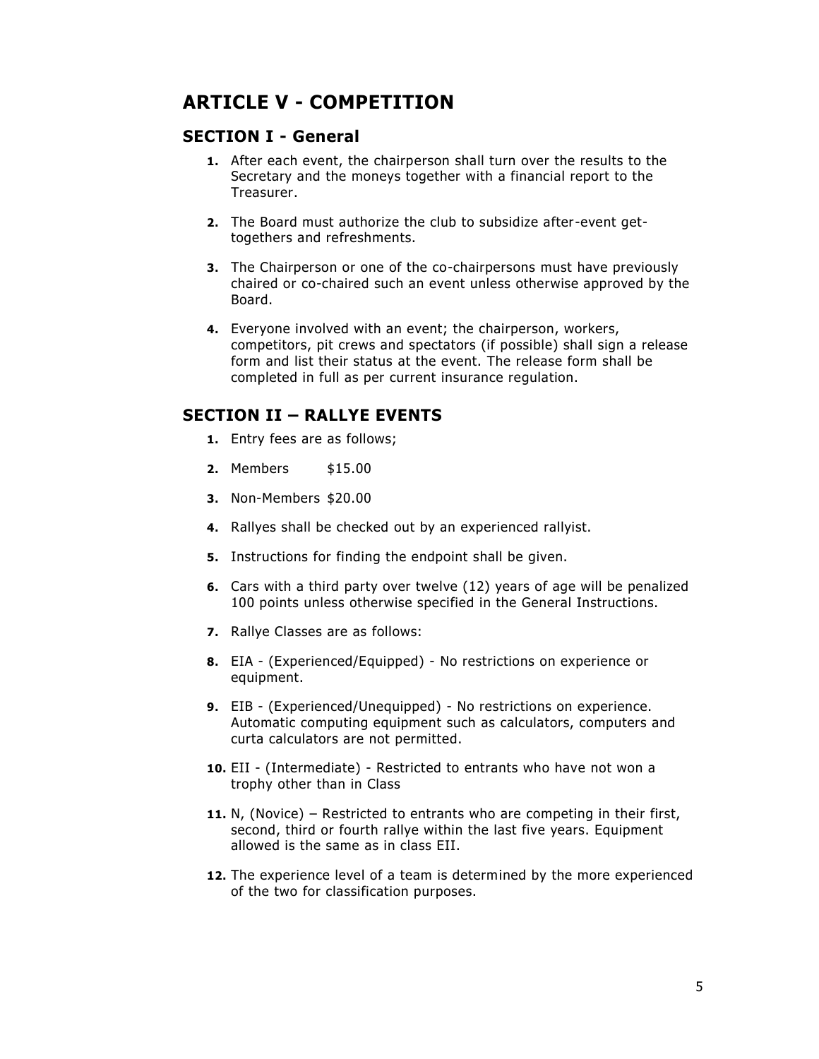## ARTICLE V - COMPETITION

### SECTION I - General

1. After each event, the chairperson shall turn over the results to the Secretary and the moneys together with a financial report to the Treasurer.
2. The Board must authorize the club to subsidize after-event get-togethers and refreshments.
3. The Chairperson or one of the co-chairpersons must have previously chaired or co-chaired such an event unless otherwise approved by the Board.
4. Everyone involved with an event; the chairperson, workers, competitors, pit crews and spectators (if possible) shall sign a release form and list their status at the event. The release form shall be completed in full as per current insurance regulation.

### SECTION II – RALLYE EVENTS

1. Entry fees are as follows;
2. Members $15.00
3. Non-Members $20.00
4. Rallyes shall be checked out by an experienced rallyist.
5. Instructions for finding the endpoint shall be given.
6. Cars with a third party over twelve (12) years of age will be penalized 100 points unless otherwise specified in the General Instructions.
7. Rallye Classes are as follows:
8. EIA - (Experienced/Equipped) - No restrictions on experience or equipment.
9. EIB - (Experienced/Unequipped) - No restrictions on experience. Automatic computing equipment such as calculators, computers and curta calculators are not permitted.
10. EII - (Intermediate) - Restricted to entrants who have not won a trophy other than in Class
11. N, (Novice) – Restricted to entrants who are competing in their first, second, third or fourth rallye within the last five years. Equipment allowed is the same as in class EII.
12. The experience level of a team is determined by the more experienced of the two for classification purposes.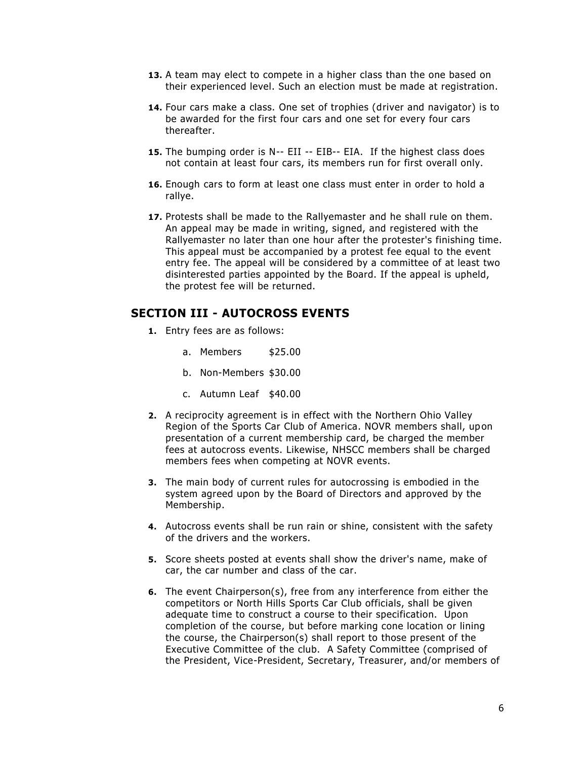**13.** A team may elect to compete in a higher class than the one based on their experienced level. Such an election must be made at registration.

**14.** Four cars make a class. One set of trophies (driver and navigator) is to be awarded for the first four cars and one set for every four cars thereafter.

**15.** The bumping order is N-- EII -- EIB-- EIA. If the highest class does not contain at least four cars, its members run for first overall only.

**16.** Enough cars to form at least one class must enter in order to hold a rallye.

**17.** Protests shall be made to the Rallyemaster and he shall rule on them. An appeal may be made in writing, signed, and registered with the Rallyemaster no later than one hour after the protester's finishing time. This appeal must be accompanied by a protest fee equal to the event entry fee. The appeal will be considered by a committee of at least two disinterested parties appointed by the Board. If the appeal is upheld, the protest fee will be returned.

## SECTION III - AUTOCROSS EVENTS

**1.** Entry fees are as follows:

   a. Members $25.00

   b. Non-Members $30.00

   c. Autumn Leaf $40.00

**2.** A reciprocity agreement is in effect with the Northern Ohio Valley Region of the Sports Car Club of America. NOVR members shall, upon presentation of a current membership card, be charged the member fees at autocross events. Likewise, NHSCC members shall be charged members fees when competing at NOVR events.

**3.** The main body of current rules for autocrossing is embodied in the system agreed upon by the Board of Directors and approved by the Membership.

**4.** Autocross events shall be run rain or shine, consistent with the safety of the drivers and the workers.

**5.** Score sheets posted at events shall show the driver's name, make of car, the car number and class of the car.

**6.** The event Chairperson(s), free from any interference from either the competitors or North Hills Sports Car Club officials, shall be given adequate time to construct a course to their specification. Upon completion of the course, but before marking cone location or lining the course, the Chairperson(s) shall report to those present of the Executive Committee of the club. A Safety Committee (comprised of the President, Vice-President, Secretary, Treasurer, and/or members of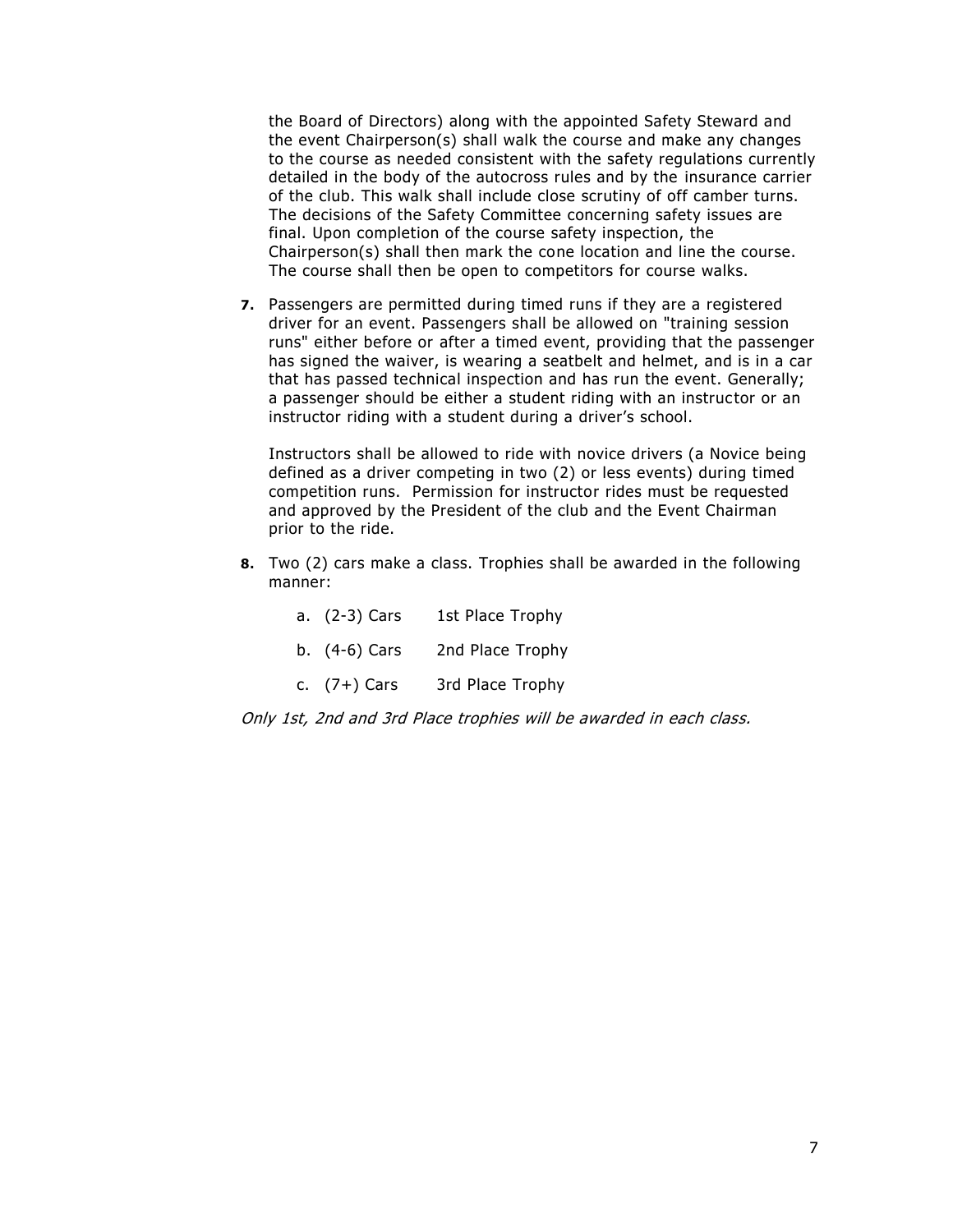the Board of Directors) along with the appointed Safety Steward and the event Chairperson(s) shall walk the course and make any changes to the course as needed consistent with the safety regulations currently detailed in the body of the autocross rules and by the insurance carrier of the club. This walk shall include close scrutiny of off camber turns. The decisions of the Safety Committee concerning safety issues are final. Upon completion of the course safety inspection, the Chairperson(s) shall then mark the cone location and line the course. The course shall then be open to competitors for course walks.

**7.** Passengers are permitted during timed runs if they are a registered driver for an event. Passengers shall be allowed on "training session runs" either before or after a timed event, providing that the passenger has signed the waiver, is wearing a seatbelt and helmet, and is in a car that has passed technical inspection and has run the event. Generally; a passenger should be either a student riding with an instructor or an instructor riding with a student during a driver's school.

   Instructors shall be allowed to ride with novice drivers (a Novice being defined as a driver competing in two (2) or less events) during timed competition runs. Permission for instructor rides must be requested and approved by the President of the club and the Event Chairman prior to the ride.

**8.** Two (2) cars make a class. Trophies shall be awarded in the following manner:

   a. (2-3) Cars     1st Place Trophy

   b. (4-6) Cars     2nd Place Trophy

   c. (7+) Cars      3rd Place Trophy

*Only 1st, 2nd and 3rd Place trophies will be awarded in each class.*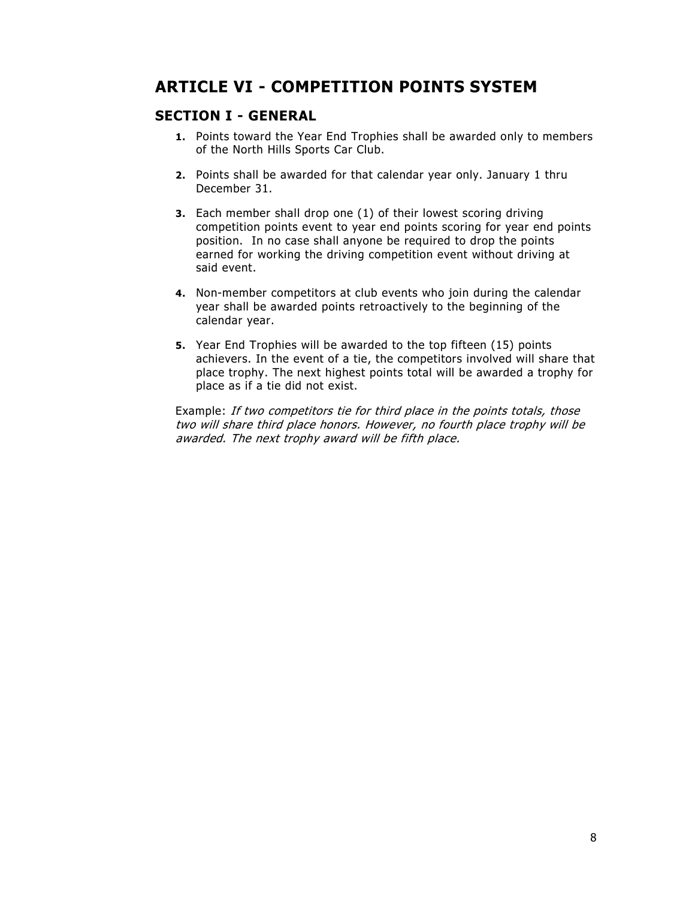# ARTICLE VI - COMPETITION POINTS SYSTEM

## SECTION I - GENERAL

1. Points toward the Year End Trophies shall be awarded only to members of the North Hills Sports Car Club.

2. Points shall be awarded for that calendar year only. January 1 thru December 31.

3. Each member shall drop one (1) of their lowest scoring driving competition points event to year end points scoring for year end points position. In no case shall anyone be required to drop the points earned for working the driving competition event without driving at said event.

4. Non-member competitors at club events who join during the calendar year shall be awarded points retroactively to the beginning of the calendar year.

5. Year End Trophies will be awarded to the top fifteen (15) points achievers. In the event of a tie, the competitors involved will share that place trophy. The next highest points total will be awarded a trophy for place as if a tie did not exist.

Example: *If two competitors tie for third place in the points totals, those two will share third place honors. However, no fourth place trophy will be awarded. The next trophy award will be fifth place.*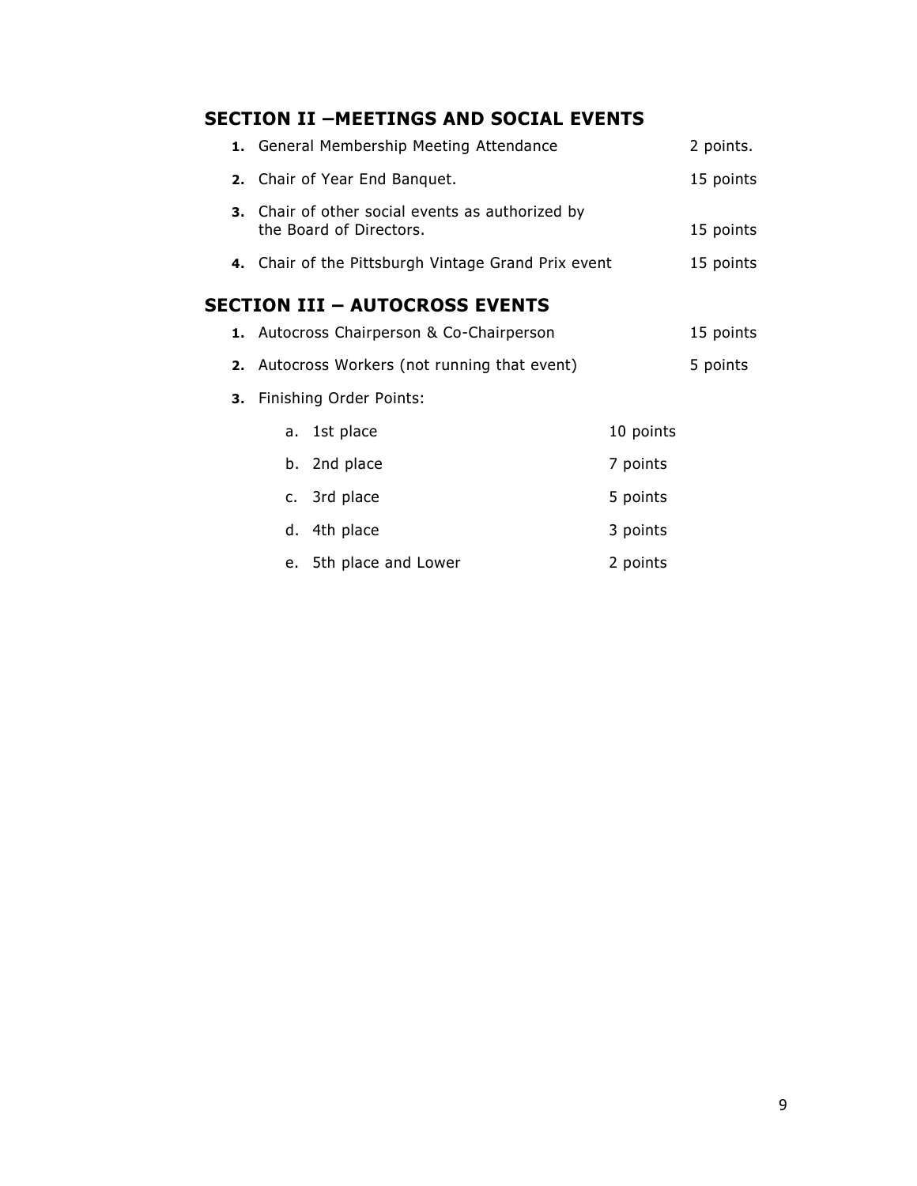## SECTION II –MEETINGS AND SOCIAL EVENTS

1. General Membership Meeting Attendance 2 points.
2. Chair of Year End Banquet. 15 points
3. Chair of other social events as authorized by the Board of Directors. 15 points
4. Chair of the Pittsburgh Vintage Grand Prix event 15 points

## SECTION III – AUTOCROSS EVENTS

1. Autocross Chairperson & Co-Chairperson 15 points
2. Autocross Workers (not running that event) 5 points
3. Finishing Order Points:
   a. 1st place 10 points
   b. 2nd place 7 points
   c. 3rd place 5 points
   d. 4th place 3 points
   e. 5th place and Lower 2 points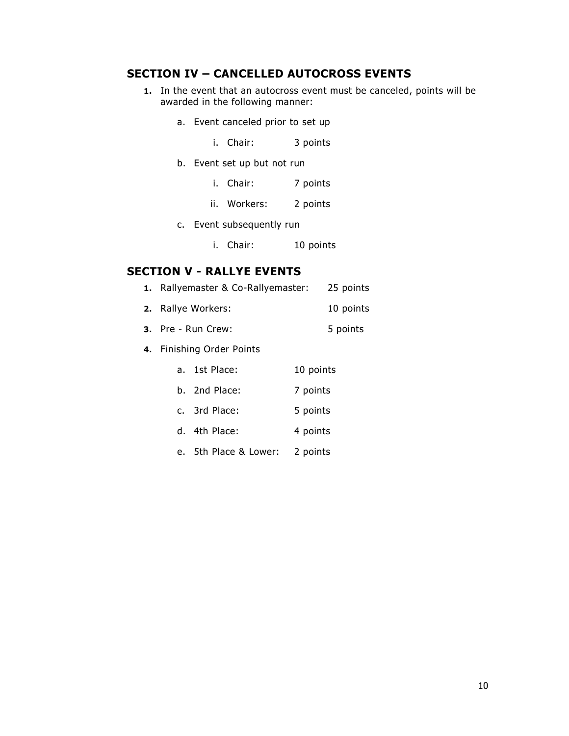## SECTION IV – CANCELLED AUTOCROSS EVENTS

1. In the event that an autocross event must be canceled, points will be awarded in the following manner:

    a. Event canceled prior to set up

        i. Chair: 3 points

    b. Event set up but not run

        i. Chair: 7 points

        ii. Workers: 2 points

    c. Event subsequently run

        i. Chair: 10 points

## SECTION V - RALLYE EVENTS

1. Rallyemaster & Co-Rallyemaster: 25 points
2. Rallye Workers: 10 points
3. Pre - Run Crew: 5 points
4. Finishing Order Points

    a. 1st Place: 10 points

    b. 2nd Place: 7 points

    c. 3rd Place: 5 points

    d. 4th Place: 4 points

    e. 5th Place & Lower: 2 points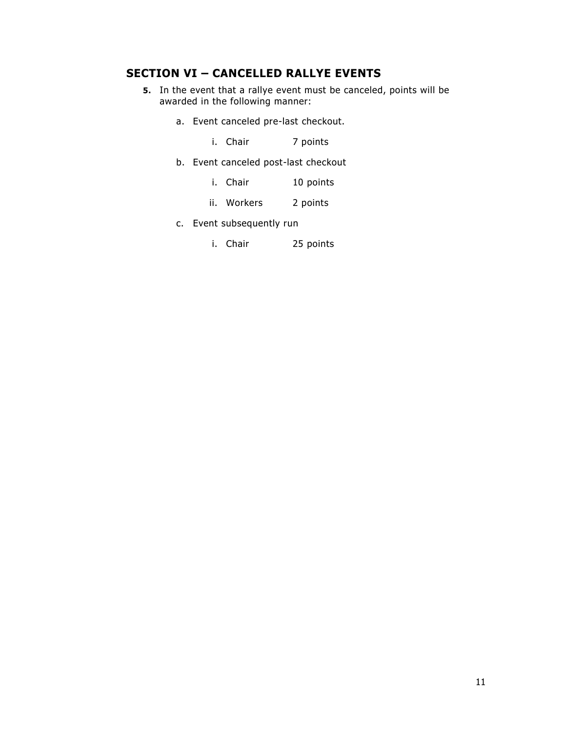## SECTION VI – CANCELLED RALLYE EVENTS

**5.** In the event that a rallye event must be canceled, points will be awarded in the following manner:

   a. Event canceled pre-last checkout.

      i. Chair 7 points

   b. Event canceled post-last checkout

      i. Chair 10 points

      ii. Workers 2 points

   c. Event subsequently run

      i. Chair 25 points